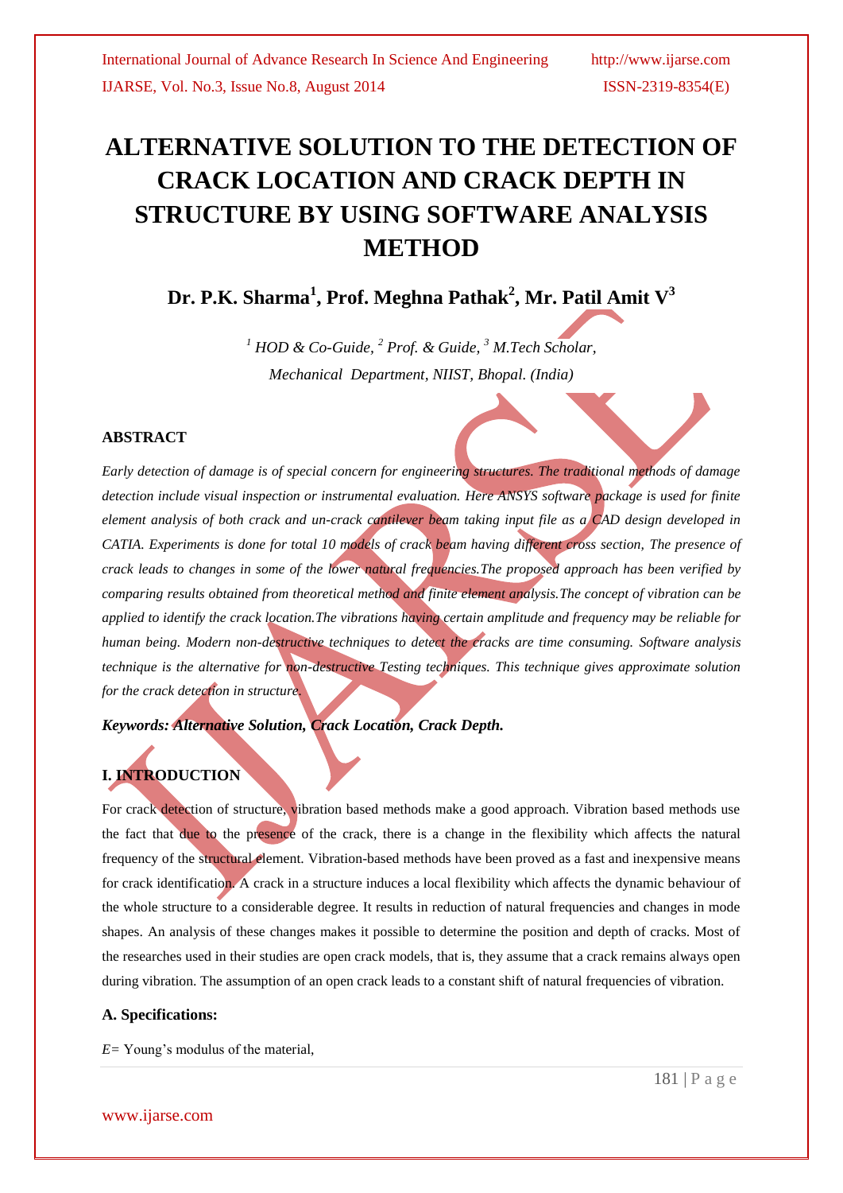# ALTERNATIVE SOLUTION TO THE DETECTION OF CRACK LOCATION AND CRACK DEPTH IN STRUCTURE BY USING SOFTWARE ANALYSIS METHOD

**Dr. P.K. Sharma[1], Prof. Meghna Pathak[2], Mr. Patil Amit V[3]**

*[1] HOD & Co-Guide, [2] Prof. & Guide, [3] M.Tech Scholar,*
*Mechanical Department, NIIST, Bhopal. (India)*

## ABSTRACT

*Early detection of damage is of special concern for engineering structures. The traditional methods of damage detection include visual inspection or instrumental evaluation. Here ANSYS software package is used for finite element analysis of both crack and un-crack cantilever beam taking input file as a CAD design developed in CATIA. Experiments is done for total 10 models of crack beam having different cross section, The presence of crack leads to changes in some of the lower natural frequencies.The proposed approach has been verified by comparing results obtained from theoretical method and finite element analysis.The concept of vibration can be applied to identify the crack location.The vibrations having certain amplitude and frequency may be reliable for human being. Modern non-destructive techniques to detect the cracks are time consuming. Software analysis technique is the alternative for non-destructive Testing techniques. This technique gives approximate solution for the crack detection in structure.*

***Keywords: Alternative Solution, Crack Location, Crack Depth.***

## I. INTRODUCTION

For crack detection of structure, vibration based methods make a good approach. Vibration based methods use the fact that due to the presence of the crack, there is a change in the flexibility which affects the natural frequency of the structural element. Vibration-based methods have been proved as a fast and inexpensive means for crack identification. A crack in a structure induces a local flexibility which affects the dynamic behaviour of the whole structure to a considerable degree. It results in reduction of natural frequencies and changes in mode shapes. An analysis of these changes makes it possible to determine the position and depth of cracks. Most of the researches used in their studies are open crack models, that is, they assume that a crack remains always open during vibration. The assumption of an open crack leads to a constant shift of natural frequencies of vibration.

### A. Specifications:

$E$= Young's modulus of the material,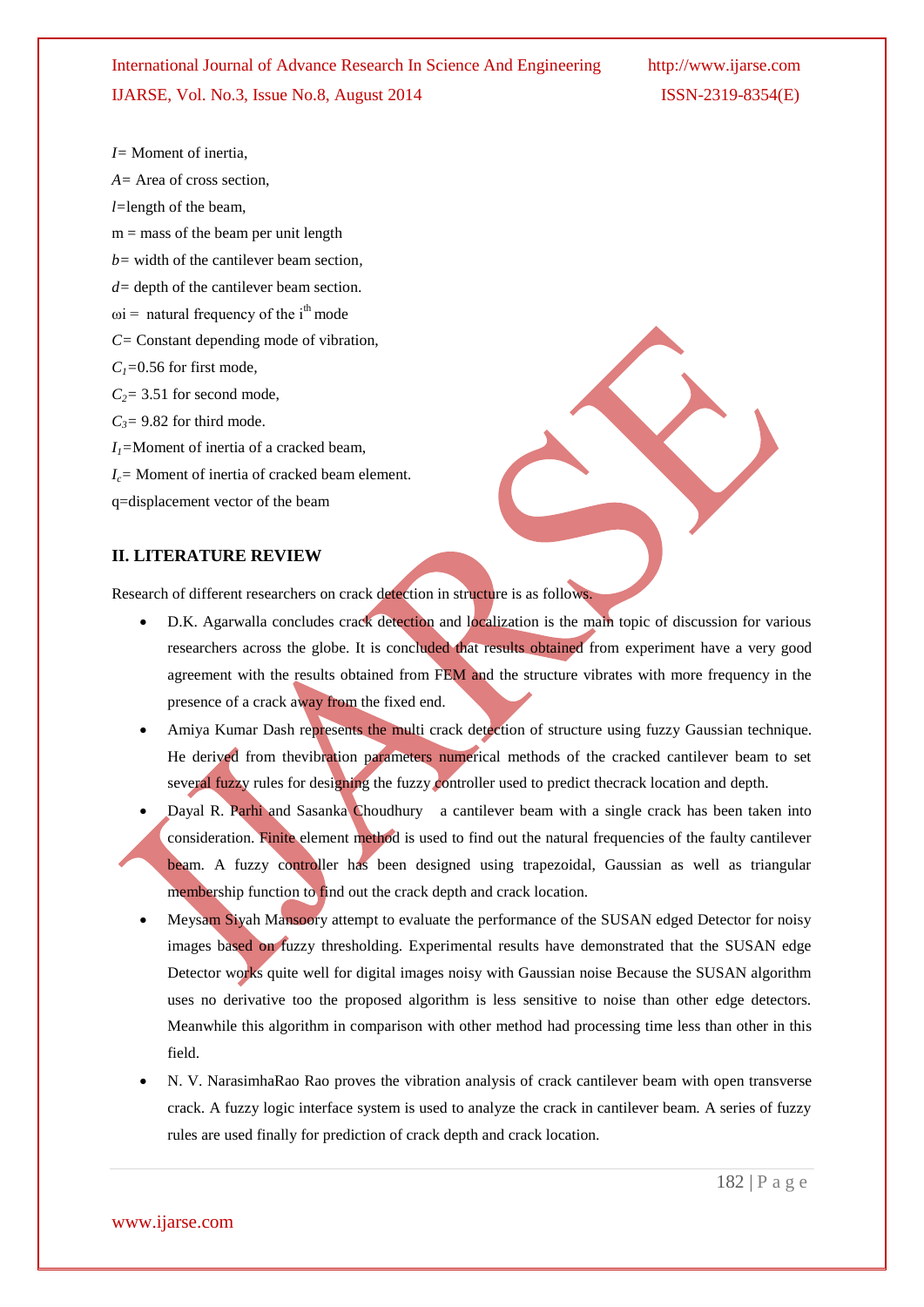$I$= Moment of inertia,

$A$= Area of cross section,

$l$=length of the beam,

m = mass of the beam per unit length

$b$= width of the cantilever beam section,

$d$= depth of the cantilever beam section.

$\omega_i$ = natural frequency of the $i^{th}$ mode

$C$= Constant depending mode of vibration,

$C_1$=0.56 for first mode,

$C_2$= 3.51 for second mode,

$C_3$= 9.82 for third mode.

$I_1$=Moment of inertia of a cracked beam,

$I_c$= Moment of inertia of cracked beam element.

q=displacement vector of the beam

## II. LITERATURE REVIEW

Research of different researchers on crack detection in structure is as follows.

- D.K. Agarwalla concludes crack detection and localization is the main topic of discussion for various researchers across the globe. It is concluded that results obtained from experiment have a very good agreement with the results obtained from FEM and the structure vibrates with more frequency in the presence of a crack away from the fixed end.
- Amiya Kumar Dash represents the multi crack detection of structure using fuzzy Gaussian technique. He derived from thevibration parameters numerical methods of the cracked cantilever beam to set several fuzzy rules for designing the fuzzy controller used to predict thecrack location and depth.
- Dayal R. Parhi and Sasanka Choudhury a cantilever beam with a single crack has been taken into consideration. Finite element method is used to find out the natural frequencies of the faulty cantilever beam. A fuzzy controller has been designed using trapezoidal, Gaussian as well as triangular membership function to find out the crack depth and crack location.
- Meysam Siyah Mansoory attempt to evaluate the performance of the SUSAN edged Detector for noisy images based on fuzzy thresholding. Experimental results have demonstrated that the SUSAN edge Detector works quite well for digital images noisy with Gaussian noise Because the SUSAN algorithm uses no derivative too the proposed algorithm is less sensitive to noise than other edge detectors. Meanwhile this algorithm in comparison with other method had processing time less than other in this field.
- N. V. NarasimhaRao Rao proves the vibration analysis of crack cantilever beam with open transverse crack. A fuzzy logic interface system is used to analyze the crack in cantilever beam. A series of fuzzy rules are used finally for prediction of crack depth and crack location.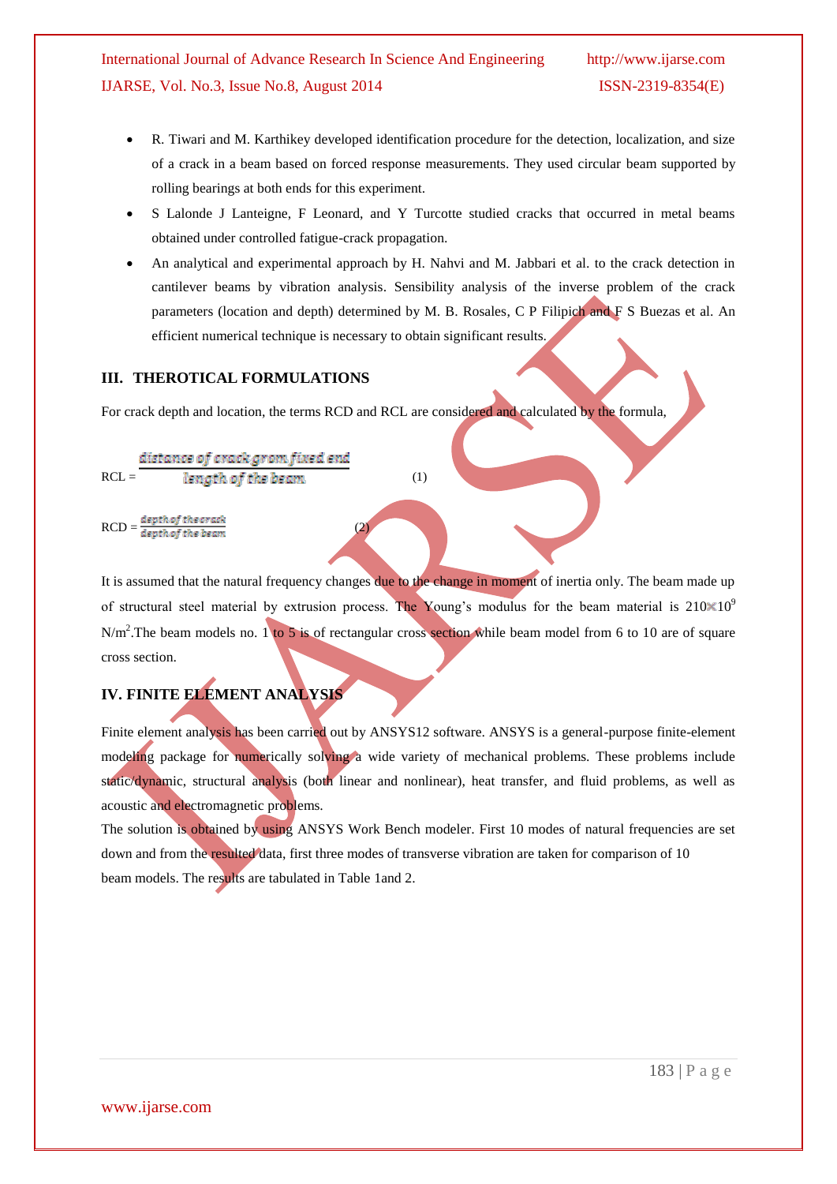- R. Tiwari and M. Karthikey developed identification procedure for the detection, localization, and size of a crack in a beam based on forced response measurements. They used circular beam supported by rolling bearings at both ends for this experiment.
- S Lalonde J Lanteigne, F Leonard, and Y Turcotte studied cracks that occurred in metal beams obtained under controlled fatigue-crack propagation.
- An analytical and experimental approach by H. Nahvi and M. Jabbari et al. to the crack detection in cantilever beams by vibration analysis. Sensibility analysis of the inverse problem of the crack parameters (location and depth) determined by M. B. Rosales, C P Filipich and F S Buezas et al. An efficient numerical technique is necessary to obtain significant results.

## III. THEROTICAL FORMULATIONS

For crack depth and location, the terms RCD and RCL are considered and calculated by the formula,

$$\text{RCL} = \frac{\text{distance of crack grom fixed end}}{\text{length of the beam}} \qquad (1)$$

$$\text{RCD} = \frac{\text{depth of the crack}}{\text{depth of the beam}} \qquad (2)$$

It is assumed that the natural frequency changes due to the change in moment of inertia only. The beam made up of structural steel material by extrusion process. The Young's modulus for the beam material is $210\times10^{9}$ $N/m^{2}$.The beam models no. 1 to 5 is of rectangular cross section while beam model from 6 to 10 are of square cross section.

## IV. FINITE ELEMENT ANALYSIS

Finite element analysis has been carried out by ANSYS12 software. ANSYS is a general-purpose finite-element modeling package for numerically solving a wide variety of mechanical problems. These problems include static/dynamic, structural analysis (both linear and nonlinear), heat transfer, and fluid problems, as well as acoustic and electromagnetic problems.

The solution is obtained by using ANSYS Work Bench modeler. First 10 modes of natural frequencies are set down and from the resulted data, first three modes of transverse vibration are taken for comparison of 10 beam models. The results are tabulated in Table 1and 2.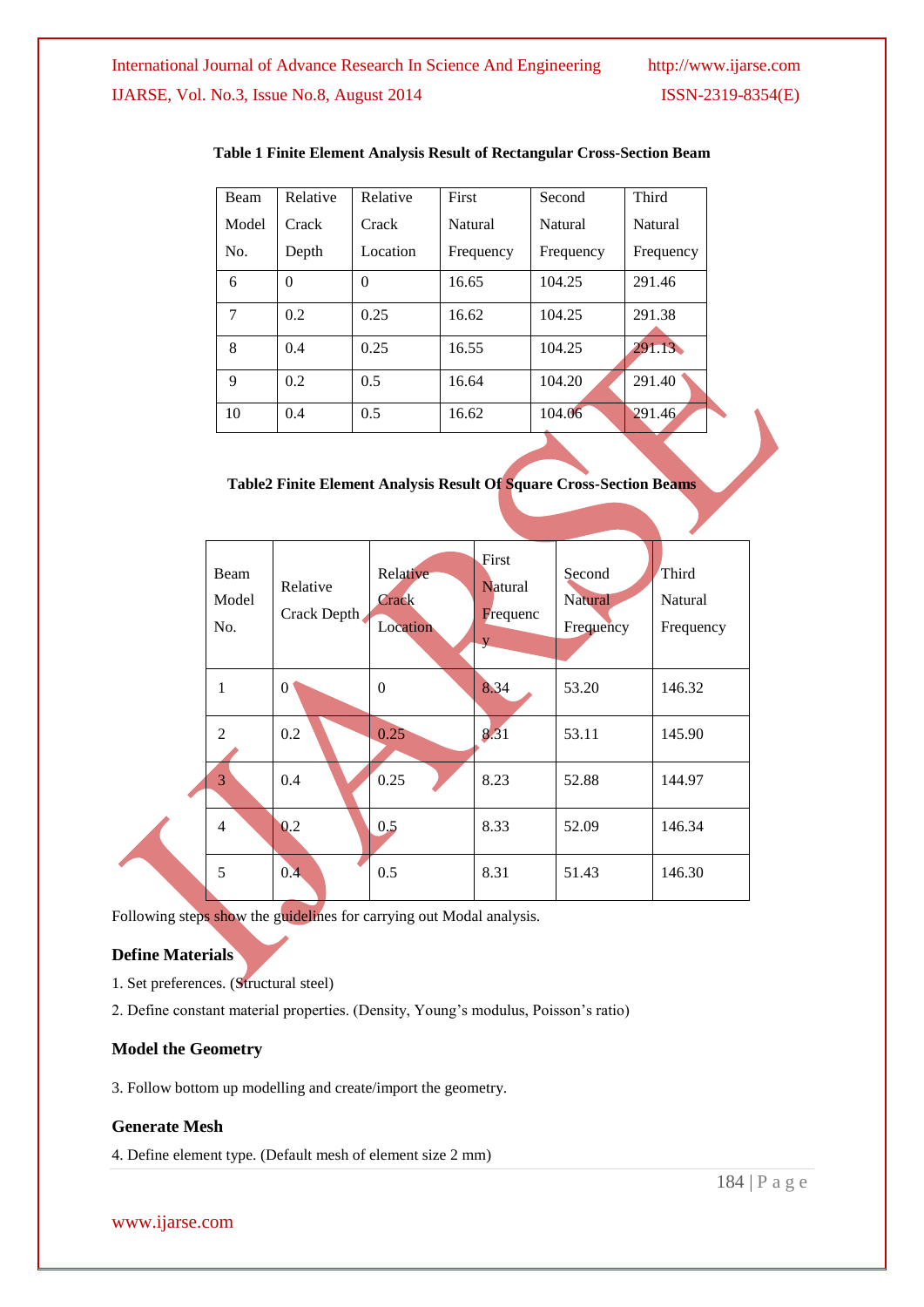**Table 1 Finite Element Analysis Result of Rectangular Cross-Section Beam**

| Beam Model No. | Relative Crack Depth | Relative Crack Location | First Natural Frequency | Second Natural Frequency | Third Natural Frequency |
|---|---|---|---|---|---|
| 6 | 0 | 0 | 16.65 | 104.25 | 291.46 |
| 7 | 0.2 | 0.25 | 16.62 | 104.25 | 291.38 |
| 8 | 0.4 | 0.25 | 16.55 | 104.25 | 291.13 |
| 9 | 0.2 | 0.5 | 16.64 | 104.20 | 291.40 |
| 10 | 0.4 | 0.5 | 16.62 | 104.06 | 291.46 |

**Table2 Finite Element Analysis Result Of Square Cross-Section Beams**

| Beam Model No. | Relative Crack Depth | Relative Crack Location | First Natural Frequency | Second Natural Frequency | Third Natural Frequency |
|---|---|---|---|---|---|
| 1 | 0 | 0 | 8.34 | 53.20 | 146.32 |
| 2 | 0.2 | 0.25 | 8.31 | 53.11 | 145.90 |
| 3 | 0.4 | 0.25 | 8.23 | 52.88 | 144.97 |
| 4 | 0.2 | 0.5 | 8.33 | 52.09 | 146.34 |
| 5 | 0.4 | 0.5 | 8.31 | 51.43 | 146.30 |

Following steps show the guidelines for carrying out Modal analysis.

### Define Materials

1. Set preferences. (Structural steel)
2. Define constant material properties. (Density, Young's modulus, Poisson's ratio)

### Model the Geometry

3. Follow bottom up modelling and create/import the geometry.

### Generate Mesh

4. Define element type. (Default mesh of element size 2 mm)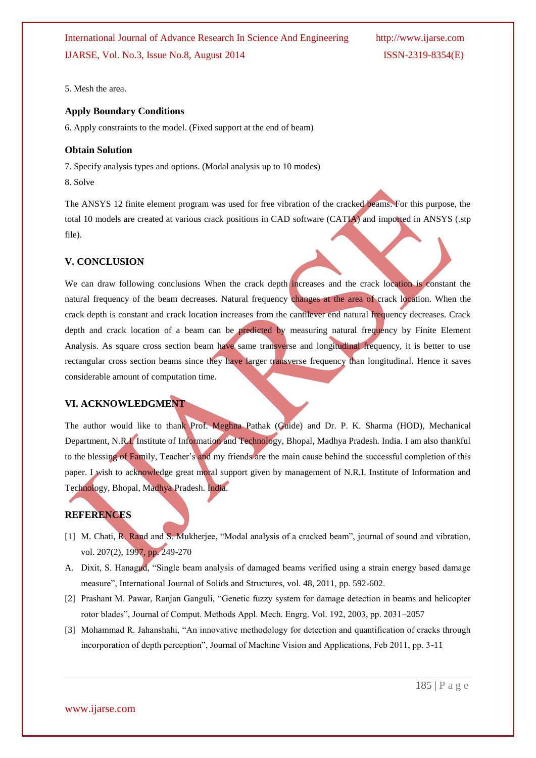5. Mesh the area.

### Apply Boundary Conditions

6. Apply constraints to the model. (Fixed support at the end of beam)

### Obtain Solution

7. Specify analysis types and options. (Modal analysis up to 10 modes)
8. Solve

The ANSYS 12 finite element program was used for free vibration of the cracked beams. For this purpose, the total 10 models are created at various crack positions in CAD software (CATIA) and imported in ANSYS (.stp file).

## V. CONCLUSION

We can draw following conclusions When the crack depth increases and the crack location is constant the natural frequency of the beam decreases. Natural frequency changes at the area of crack location. When the crack depth is constant and crack location increases from the cantilever end natural frequency decreases. Crack depth and crack location of a beam can be predicted by measuring natural frequency by Finite Element Analysis. As square cross section beam have same transverse and longitudinal frequency, it is better to use rectangular cross section beams since they have larger transverse frequency than longitudinal. Hence it saves considerable amount of computation time.

## VI. ACKNOWLEDGMENT

The author would like to thank Prof. Meghna Pathak (Guide) and Dr. P. K. Sharma (HOD), Mechanical Department, N.R.I. Institute of Information and Technology, Bhopal, Madhya Pradesh. India. I am also thankful to the blessing of Family, Teacher's and my friends are the main cause behind the successful completion of this paper. I wish to acknowledge great moral support given by management of N.R.I. Institute of Information and Technology, Bhopal, Madhya Pradesh. India.

## REFERENCES

[1] M. Chati, R. Rand and S. Mukherjee, "Modal analysis of a cracked beam", journal of sound and vibration, vol. 207(2), 1997, pp. 249-270

A. Dixit, S. Hanagud, "Single beam analysis of damaged beams verified using a strain energy based damage measure", International Journal of Solids and Structures, vol. 48, 2011, pp. 592-602.

[2] Prashant M. Pawar, Ranjan Ganguli, "Genetic fuzzy system for damage detection in beams and helicopter rotor blades", Journal of Comput. Methods Appl. Mech. Engrg. Vol. 192, 2003, pp. 2031–2057

[3] Mohammad R. Jahanshahi, "An innovative methodology for detection and quantification of cracks through incorporation of depth perception", Journal of Machine Vision and Applications, Feb 2011, pp. 3-11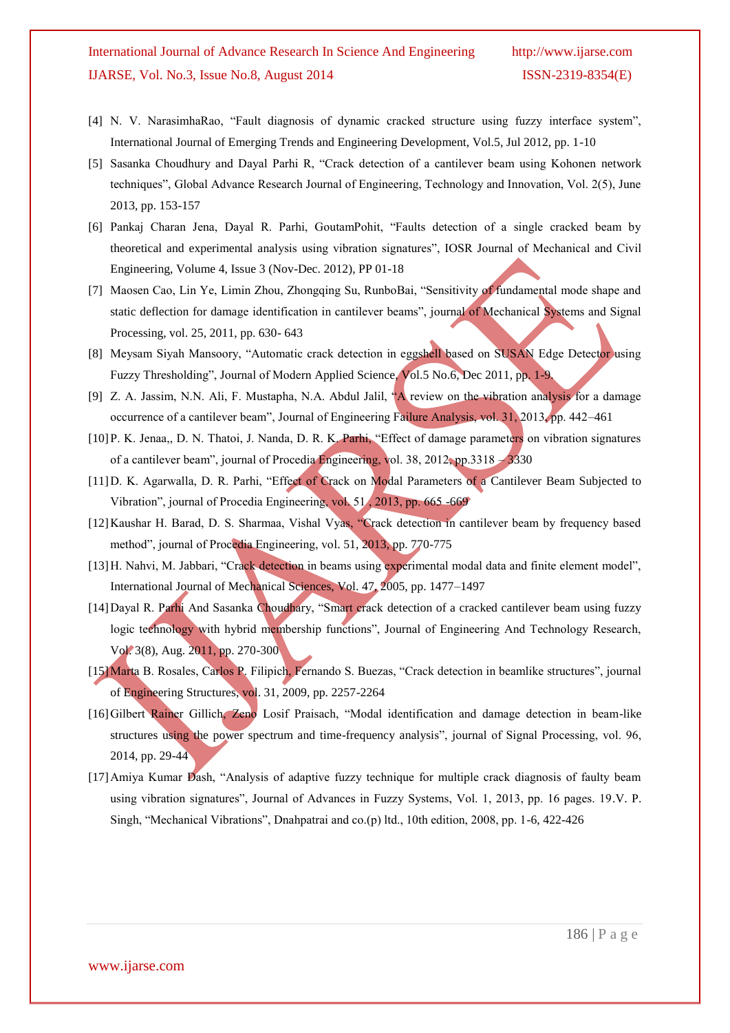[4] N. V. NarasimhaRao, “Fault diagnosis of dynamic cracked structure using fuzzy interface system”, International Journal of Emerging Trends and Engineering Development, Vol.5, Jul 2012, pp. 1-10

[5] Sasanka Choudhury and Dayal Parhi R, “Crack detection of a cantilever beam using Kohonen network techniques”, Global Advance Research Journal of Engineering, Technology and Innovation, Vol. 2(5), June 2013, pp. 153-157

[6] Pankaj Charan Jena, Dayal R. Parhi, GoutamPohit, “Faults detection of a single cracked beam by theoretical and experimental analysis using vibration signatures”, IOSR Journal of Mechanical and Civil Engineering, Volume 4, Issue 3 (Nov-Dec. 2012), PP 01-18

[7] Maosen Cao, Lin Ye, Limin Zhou, Zhongqing Su, RunboBai, “Sensitivity of fundamental mode shape and static deflection for damage identification in cantilever beams”, journal of Mechanical Systems and Signal Processing, vol. 25, 2011, pp. 630- 643

[8] Meysam Siyah Mansoory, “Automatic crack detection in eggshell based on SUSAN Edge Detector using Fuzzy Thresholding”, Journal of Modern Applied Science, Vol.5 No.6, Dec 2011, pp. 1-9.

[9] Z. A. Jassim, N.N. Ali, F. Mustapha, N.A. Abdul Jalil, “A review on the vibration analysis for a damage occurrence of a cantilever beam”, Journal of Engineering Failure Analysis, vol. 31, 2013, pp. 442–461

[10] P. K. Jenaa,, D. N. Thatoi, J. Nanda, D. R. K. Parhi, “Effect of damage parameters on vibration signatures of a cantilever beam”, journal of Procedia Engineering, vol. 38, 2012, pp.3318 – 3330

[11] D. K. Agarwalla, D. R. Parhi, “Effect of Crack on Modal Parameters of a Cantilever Beam Subjected to Vibration”, journal of Procedia Engineering, vol. 51 , 2013, pp. 665 -669

[12] Kaushar H. Barad, D. S. Sharmaa, Vishal Vyas, “Crack detection in cantilever beam by frequency based method”, journal of Procedia Engineering, vol. 51, 2013, pp. 770-775

[13] H. Nahvi, M. Jabbari, “Crack detection in beams using experimental modal data and finite element model”, International Journal of Mechanical Sciences, Vol. 47, 2005, pp. 1477–1497

[14] Dayal R. Parhi And Sasanka Choudhary, “Smart crack detection of a cracked cantilever beam using fuzzy logic technology with hybrid membership functions”, Journal of Engineering And Technology Research, Vol. 3(8), Aug. 2011, pp. 270-300

[15] Marta B. Rosales, Carlos P. Filipich, Fernando S. Buezas, “Crack detection in beamlike structures”, journal of Engineering Structures, vol. 31, 2009, pp. 2257-2264

[16] Gilbert Rainer Gillich, Zeno Losif Praisach, “Modal identification and damage detection in beam-like structures using the power spectrum and time-frequency analysis”, journal of Signal Processing, vol. 96, 2014, pp. 29-44

[17] Amiya Kumar Dash, “Analysis of adaptive fuzzy technique for multiple crack diagnosis of faulty beam using vibration signatures”, Journal of Advances in Fuzzy Systems, Vol. 1, 2013, pp. 16 pages. 19.V. P. Singh, “Mechanical Vibrations”, Dnahpatrai and co.(p) ltd., 10th edition, 2008, pp. 1-6, 422-426